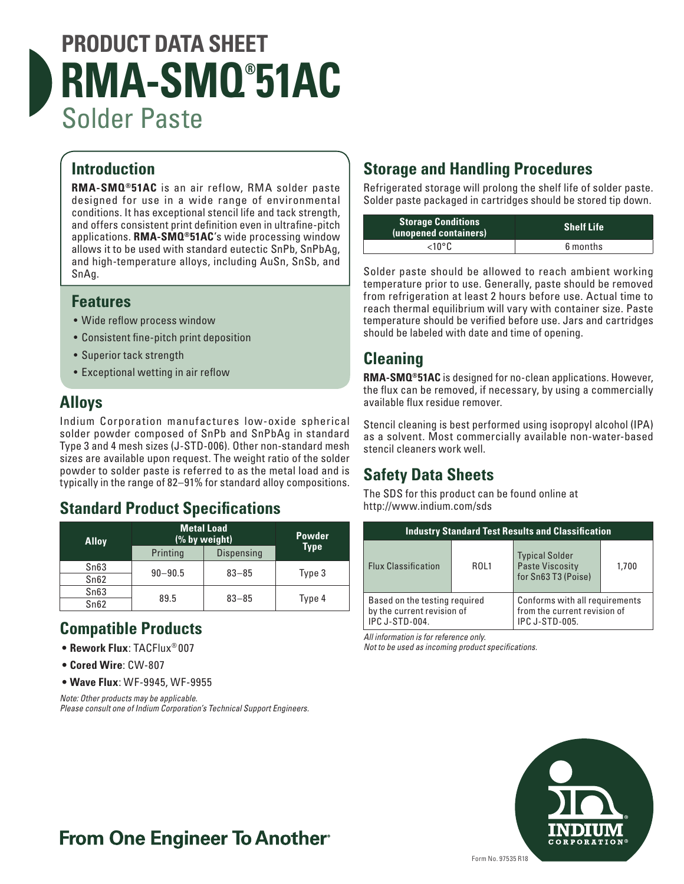# PRODUCT DATA SHEET
# RMA-SMQ®51AC
## Solder Paste

## Introduction

**RMA-SMQ®51AC** is an air reflow, RMA solder paste designed for use in a wide range of environmental conditions. It has exceptional stencil life and tack strength, and offers consistent print definition even in ultrafine-pitch applications. **RMA-SMQ®51AC**'s wide processing window allows it to be used with standard eutectic SnPb, SnPbAg, and high-temperature alloys, including AuSn, SnSb, and SnAg.

## Features

- Wide reflow process window
- Consistent fine-pitch print deposition
- Superior tack strength
- Exceptional wetting in air reflow

## Alloys

Indium Corporation manufactures low-oxide spherical solder powder composed of SnPb and SnPbAg in standard Type 3 and 4 mesh sizes (J-STD-006). Other non-standard mesh sizes are available upon request. The weight ratio of the solder powder to solder paste is referred to as the metal load and is typically in the range of 82–91% for standard alloy compositions.

## Standard Product Specifications

| Alloy | Metal Load (% by weight) | | Powder Type |
|---|---|---|---|
| | Printing | Dispensing | |
| Sn63 | 90–90.5 | 83–85 | Type 3 |
| Sn62 | | | |
| Sn63 | 89.5 | 83–85 | Type 4 |
| Sn62 | | | |

## Compatible Products

- **Rework Flux**: TACFlux® 007
- **Cored Wire**: CW-807
- **Wave Flux**: WF-9945, WF-9955

*Note: Other products may be applicable.*
*Please consult one of Indium Corporation's Technical Support Engineers.*

## Storage and Handling Procedures

Refrigerated storage will prolong the shelf life of solder paste. Solder paste packaged in cartridges should be stored tip down.

| Storage Conditions (unopened containers) | Shelf Life |
|---|---|
| <10°C | 6 months |

Solder paste should be allowed to reach ambient working temperature prior to use. Generally, paste should be removed from refrigeration at least 2 hours before use. Actual time to reach thermal equilibrium will vary with container size. Paste temperature should be verified before use. Jars and cartridges should be labeled with date and time of opening.

## Cleaning

**RMA-SMQ®51AC** is designed for no-clean applications. However, the flux can be removed, if necessary, by using a commercially available flux residue remover.

Stencil cleaning is best performed using isopropyl alcohol (IPA) as a solvent. Most commercially available non-water-based stencil cleaners work well.

## Safety Data Sheets

The SDS for this product can be found online at http://www.indium.com/sds

| Industry Standard Test Results and Classification | | | |
|---|---|---|---|
| Flux Classification | ROL1 | Typical Solder Paste Viscosity for Sn63 T3 (Poise) | 1,700 |
| Based on the testing required by the current revision of IPC J-STD-004. | | Conforms with all requirements from the current revision of IPC J-STD-005. | |

*All information is for reference only.*
*Not to be used as incoming product specifications.*

**From One Engineer To Another®**

Form No. 97535 R18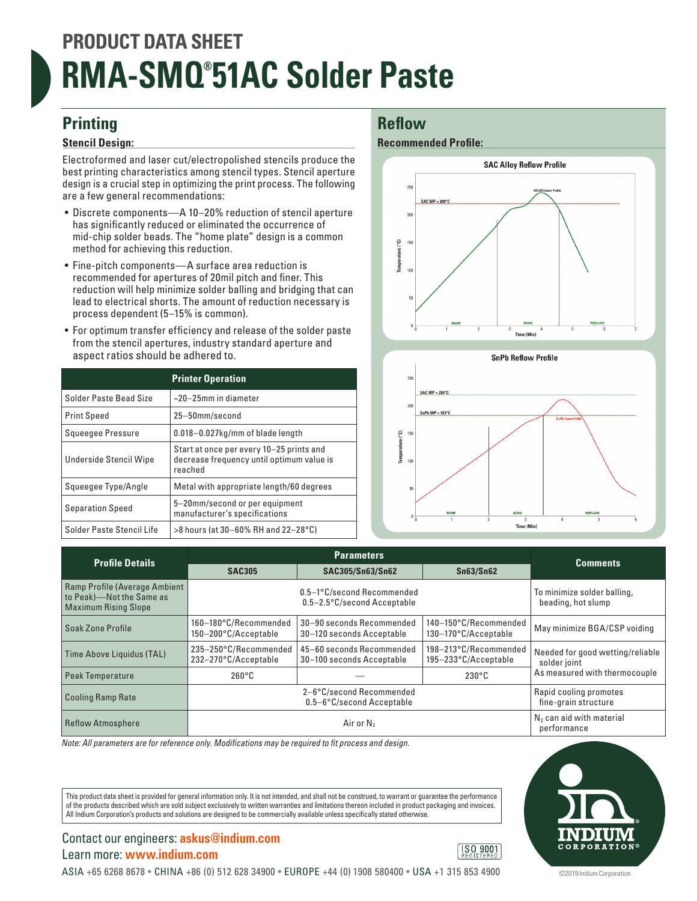# PRODUCT DATA SHEET
# RMA-SMQ®51AC Solder Paste

## Printing

### Stencil Design:

Electroformed and laser cut/electropolished stencils produce the best printing characteristics among stencil types. Stencil aperture design is a crucial step in optimizing the print process. The following are a few general recommendations:

- Discrete components—A 10–20% reduction of stencil aperture has significantly reduced or eliminated the occurrence of mid-chip solder beads. The "home plate" design is a common method for achieving this reduction.
- Fine-pitch components—A surface area reduction is recommended for apertures of 20mil pitch and finer. This reduction will help minimize solder balling and bridging that can lead to electrical shorts. The amount of reduction necessary is process dependent (5–15% is common).
- For optimum transfer efficiency and release of the solder paste from the stencil apertures, industry standard aperture and aspect ratios should be adhered to.

| Printer Operation | |
|---|---|
| Solder Paste Bead Size | ~20–25mm in diameter |
| Print Speed | 25–50mm/second |
| Squeegee Pressure | 0.018–0.027kg/mm of blade length |
| Underside Stencil Wipe | Start at once per every 10–25 prints and decrease frequency until optimum value is reached |
| Squeegee Type/Angle | Metal with appropriate length/60 degrees |
| Separation Speed | 5–20mm/second or per equipment manufacturer's specifications |
| Solder Paste Stencil Life | >8 hours (at 30–60% RH and 22–28°C) |

## Reflow

### Recommended Profile:

SAC Alloy Reflow Profile

SAC MP = 200°C
SAC305 Linear Profile
Temperature (°C)
Time (Min)
RAMP
SOAK
REFLOW

SnPb Reflow Profile

SAC MP = 200°C
SnPb MP = 183°C
SnPb Linear Profile
Temperature (°C)
Time (Min)
RAMP
SOAK
REFLOW

| Profile Details | Parameters | | | Comments |
|---|---|---|---|---|
| | SAC305 | SAC305/Sn63/Sn62 | Sn63/Sn62 | |
| Ramp Profile (Average Ambient to Peak)—Not the Same as Maximum Rising Slope | 0.5–1°C/second Recommended<br>0.5–2.5°C/second Acceptable | | | To minimize solder balling, beading, hot slump |
| Soak Zone Profile | 160–180°C/Recommended<br>150–200°C/Acceptable | 30–90 seconds Recommended<br>30–120 seconds Acceptable | 140–150°C/Recommended<br>130–170°C/Acceptable | May minimize BGA/CSP voiding |
| Time Above Liquidus (TAL) | 235–250°C/Recommended<br>232–270°C/Acceptable | 45–60 seconds Recommended<br>30–100 seconds Acceptable | 198–213°C/Recommended<br>195–233°C/Acceptable | Needed for good wetting/reliable solder joint |
| Peak Temperature | 260°C | — | 230°C | As measured with thermocouple |
| Cooling Ramp Rate | 2–6°C/second Recommended<br>0.5–6°C/second Acceptable | | | Rapid cooling promotes fine-grain structure |
| Reflow Atmosphere | Air or $N_2$ | | | $N_2$ can aid with material performance |

*Note: All parameters are for reference only. Modifications may be required to fit process and design.*

This product data sheet is provided for general information only. It is not intended, and shall not be construed, to warrant or guarantee the performance of the products described which are sold subject exclusively to written warranties and limitations thereon included in product packaging and invoices. All Indium Corporation's products and solutions are designed to be commercially available unless specifically stated otherwise.

Contact our engineers: **askus@indium.com**

Learn more: **www.indium.com**

ISO 9001 REGISTERED

ASIA +65 6268 8678 • CHINA +86 (0) 512 628 34900 • EUROPE +44 (0) 1908 580400 • USA +1 315 853 4900

INDIUM CORPORATION®

©2019 Indium Corporation